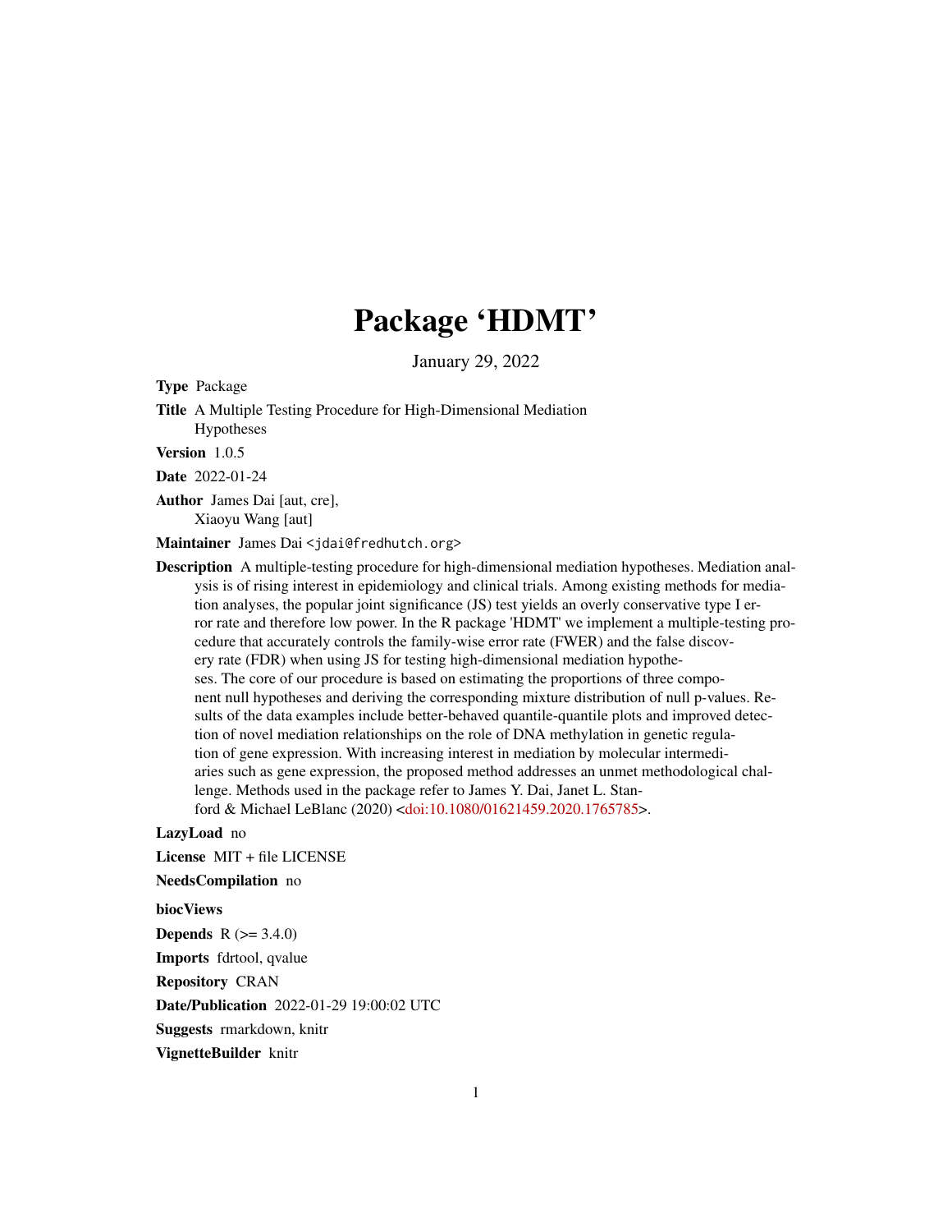# Package 'HDMT'

January 29, 2022

**Type** Package

**Title** A Multiple Testing Procedure for High-Dimensional Mediation Hypotheses

**Version** 1.0.5

**Date** 2022-01-24

**Author** James Dai [aut, cre], Xiaoyu Wang [aut]

**Maintainer** James Dai <jdai@fredhutch.org>

**Description** A multiple-testing procedure for high-dimensional mediation hypotheses. Mediation analysis is of rising interest in epidemiology and clinical trials. Among existing methods for mediation analyses, the popular joint significance (JS) test yields an overly conservative type I error rate and therefore low power. In the R package 'HDMT' we implement a multiple-testing procedure that accurately controls the family-wise error rate (FWER) and the false discovery rate (FDR) when using JS for testing high-dimensional mediation hypotheses. The core of our procedure is based on estimating the proportions of three component null hypotheses and deriving the corresponding mixture distribution of null p-values. Results of the data examples include better-behaved quantile-quantile plots and improved detection of novel mediation relationships on the role of DNA methylation in genetic regulation of gene expression. With increasing interest in mediation by molecular intermediaries such as gene expression, the proposed method addresses an unmet methodological challenge. Methods used in the package refer to James Y. Dai, Janet L. Stanford & Michael LeBlanc (2020) <doi:10.1080/01621459.2020.1765785>.

**LazyLoad** no

**License** MIT + file LICENSE

**NeedsCompilation** no

**biocViews**

**Depends** R (>= 3.4.0)

**Imports** fdrtool, qvalue

**Repository** CRAN

**Date/Publication** 2022-01-29 19:00:02 UTC

**Suggests** rmarkdown, knitr

**VignetteBuilder** knitr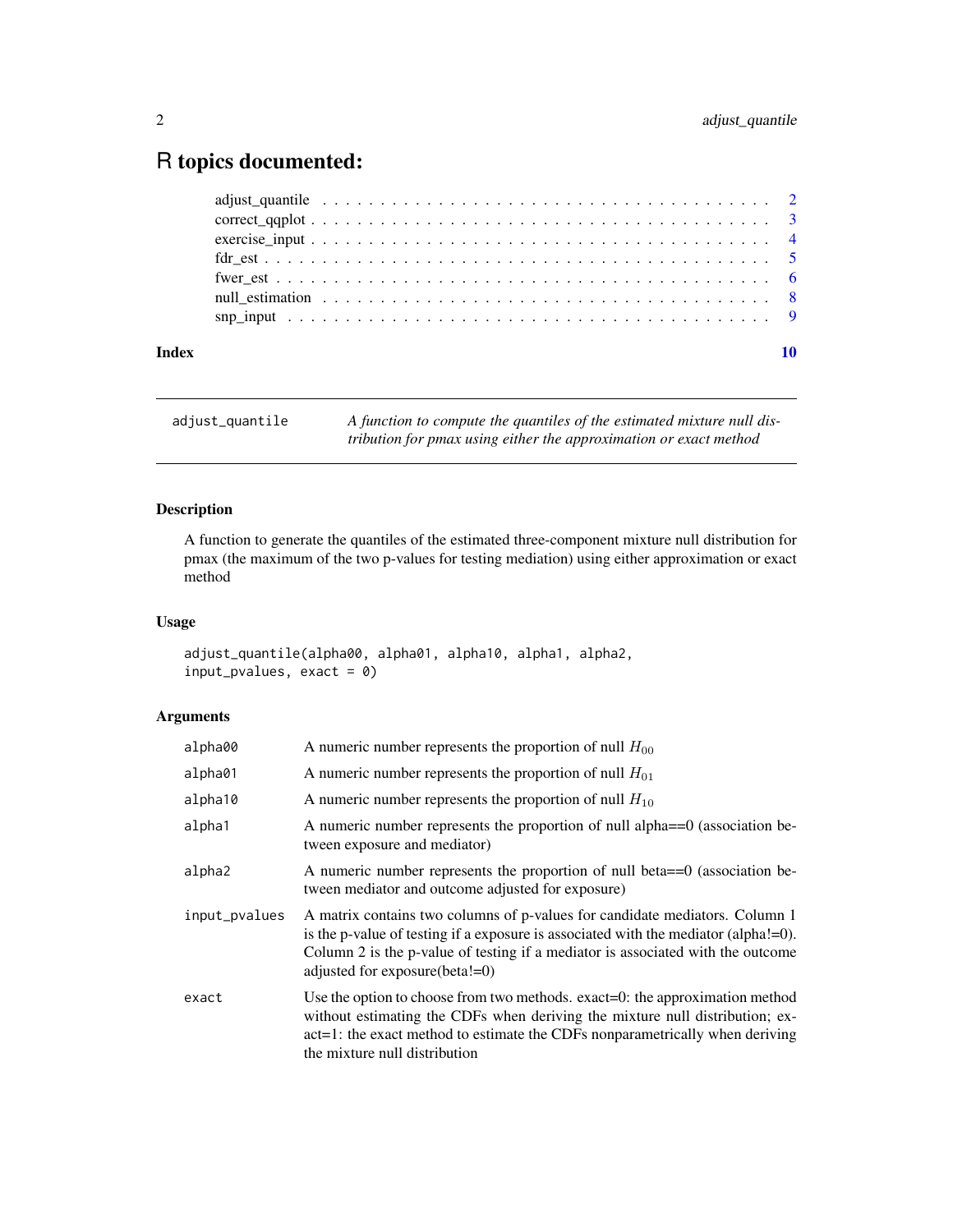# R topics documented:

- adjust_quantile . . . . . . . . . . . . . . . . . . . . . . . . . . . . . . . . . . . . 2
- correct_qqplot . . . . . . . . . . . . . . . . . . . . . . . . . . . . . . . . . . . . 3
- exercise_input . . . . . . . . . . . . . . . . . . . . . . . . . . . . . . . . . . . . 4
- fdr_est . . . . . . . . . . . . . . . . . . . . . . . . . . . . . . . . . . . . . . . 5
- fwer_est . . . . . . . . . . . . . . . . . . . . . . . . . . . . . . . . . . . . . . 6
- null_estimation . . . . . . . . . . . . . . . . . . . . . . . . . . . . . . . . . . . 8
- snp_input . . . . . . . . . . . . . . . . . . . . . . . . . . . . . . . . . . . . . 9

**Index** **10**

---

`adjust_quantile` *A function to compute the quantiles of the estimated mixture null distribution for pmax using either the approximation or exact method*

---

## Description

A function to generate the quantiles of the estimated three-component mixture null distribution for pmax (the maximum of the two p-values for testing mediation) using either approximation or exact method

## Usage

```
adjust_quantile(alpha00, alpha01, alpha10, alpha1, alpha2,
input_pvalues, exact = 0)
```

## Arguments

| | |
|---|---|
| `alpha00` | A numeric number represents the proportion of null $H_{00}$ |
| `alpha01` | A numeric number represents the proportion of null $H_{01}$ |
| `alpha10` | A numeric number represents the proportion of null $H_{10}$ |
| `alpha1` | A numeric number represents the proportion of null alpha==0 (association between exposure and mediator) |
| `alpha2` | A numeric number represents the proportion of null beta==0 (association between mediator and outcome adjusted for exposure) |
| `input_pvalues` | A matrix contains two columns of p-values for candidate mediators. Column 1 is the p-value of testing if a exposure is associated with the mediator (alpha!=0). Column 2 is the p-value of testing if a mediator is associated with the outcome adjusted for exposure(beta!=0) |
| `exact` | Use the option to choose from two methods. exact=0: the approximation method without estimating the CDFs when deriving the mixture null distribution; exact=1: the exact method to estimate the CDFs nonparametrically when deriving the mixture null distribution |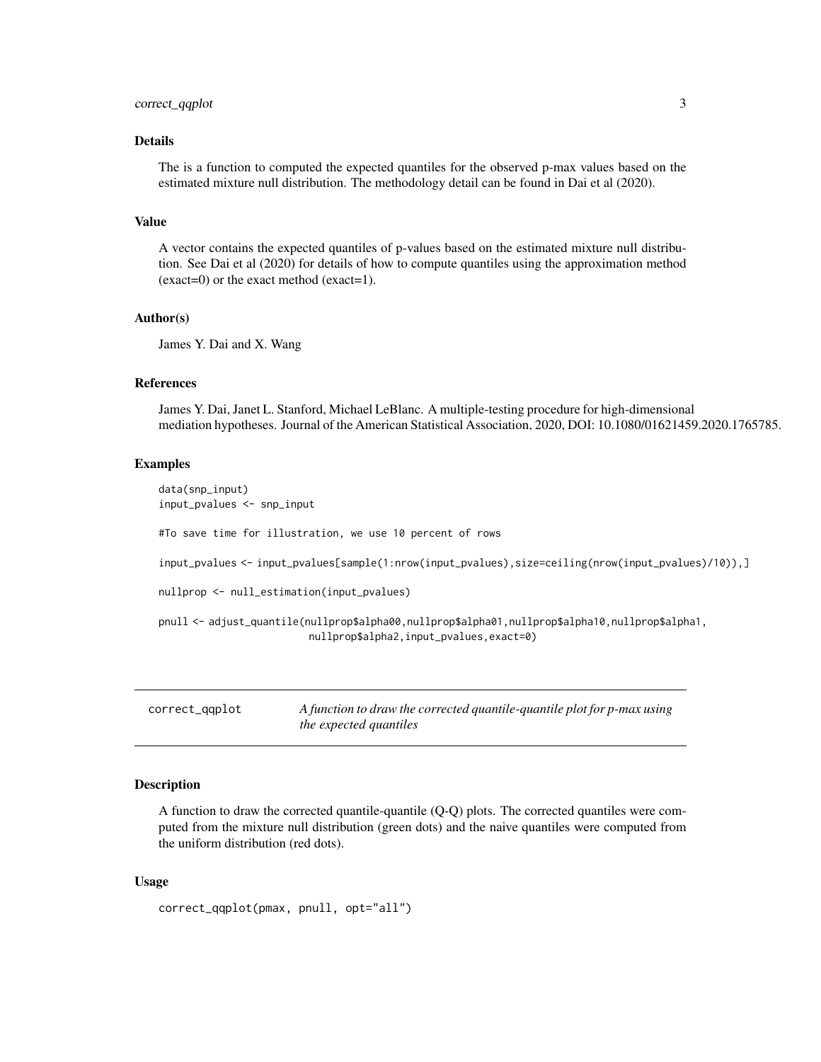## Details

The is a function to computed the expected quantiles for the observed p-max values based on the estimated mixture null distribution. The methodology detail can be found in Dai et al (2020).

## Value

A vector contains the expected quantiles of p-values based on the estimated mixture null distribution. See Dai et al (2020) for details of how to compute quantiles using the approximation method (exact=0) or the exact method (exact=1).

## Author(s)

James Y. Dai and X. Wang

## References

James Y. Dai, Janet L. Stanford, Michael LeBlanc. A multiple-testing procedure for high-dimensional mediation hypotheses. Journal of the American Statistical Association, 2020, DOI: 10.1080/01621459.2020.1765785.

## Examples

```
data(snp_input)
input_pvalues <- snp_input

#To save time for illustration, we use 10 percent of rows

input_pvalues <- input_pvalues[sample(1:nrow(input_pvalues),size=ceiling(nrow(input_pvalues)/10)),]

nullprop <- null_estimation(input_pvalues)

pnull <- adjust_quantile(nullprop$alpha00,nullprop$alpha01,nullprop$alpha10,nullprop$alpha1,
                         nullprop$alpha2,input_pvalues,exact=0)
```

---

# correct_qqplot — *A function to draw the corrected quantile-quantile plot for p-max using the expected quantiles*

## Description

A function to draw the corrected quantile-quantile (Q-Q) plots. The corrected quantiles were computed from the mixture null distribution (green dots) and the naive quantiles were computed from the uniform distribution (red dots).

## Usage

```
correct_qqplot(pmax, pnull, opt="all")
```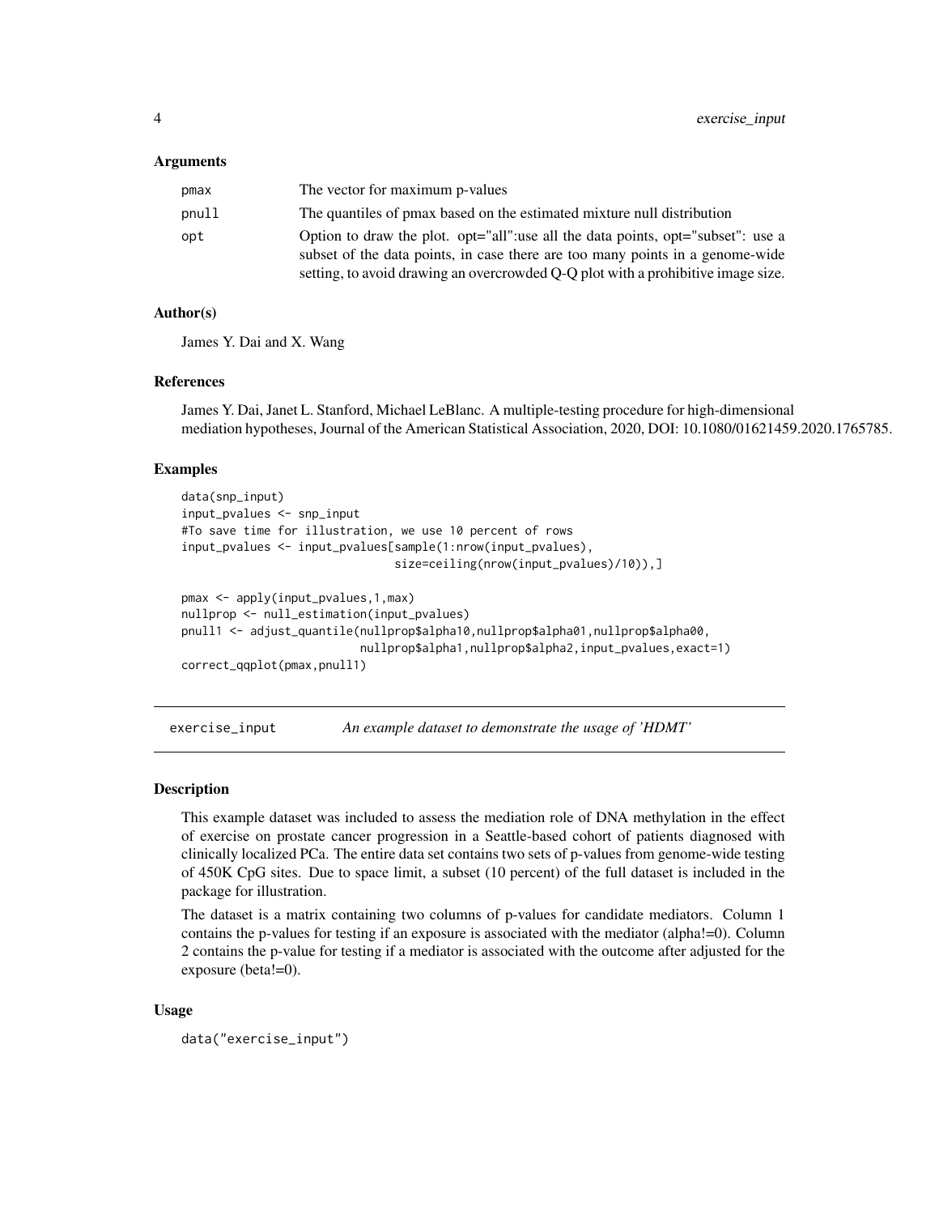### Arguments

| | |
|---|---|
| pmax | The vector for maximum p-values |
| pnull | The quantiles of pmax based on the estimated mixture null distribution |
| opt | Option to draw the plot. opt="all":use all the data points, opt="subset": use a subset of the data points, in case there are too many points in a genome-wide setting, to avoid drawing an overcrowded Q-Q plot with a prohibitive image size. |

### Author(s)

James Y. Dai and X. Wang

### References

James Y. Dai, Janet L. Stanford, Michael LeBlanc. A multiple-testing procedure for high-dimensional mediation hypotheses, Journal of the American Statistical Association, 2020, DOI: 10.1080/01621459.2020.1765785.

### Examples

```
data(snp_input)
input_pvalues <- snp_input
#To save time for illustration, we use 10 percent of rows
input_pvalues <- input_pvalues[sample(1:nrow(input_pvalues),
                               size=ceiling(nrow(input_pvalues)/10)),]

pmax <- apply(input_pvalues,1,max)
nullprop <- null_estimation(input_pvalues)
pnull1 <- adjust_quantile(nullprop$alpha10,nullprop$alpha01,nullprop$alpha00,
                          nullprop$alpha1,nullprop$alpha2,input_pvalues,exact=1)
correct_qqplot(pmax,pnull1)
```

## exercise_input — *An example dataset to demonstrate the usage of 'HDMT'*

### Description

This example dataset was included to assess the mediation role of DNA methylation in the effect of exercise on prostate cancer progression in a Seattle-based cohort of patients diagnosed with clinically localized PCa. The entire data set contains two sets of p-values from genome-wide testing of 450K CpG sites. Due to space limit, a subset (10 percent) of the full dataset is included in the package for illustration.

The dataset is a matrix containing two columns of p-values for candidate mediators. Column 1 contains the p-values for testing if an exposure is associated with the mediator (alpha!=0). Column 2 contains the p-value for testing if a mediator is associated with the outcome after adjusted for the exposure (beta!=0).

### Usage

```
data("exercise_input")
```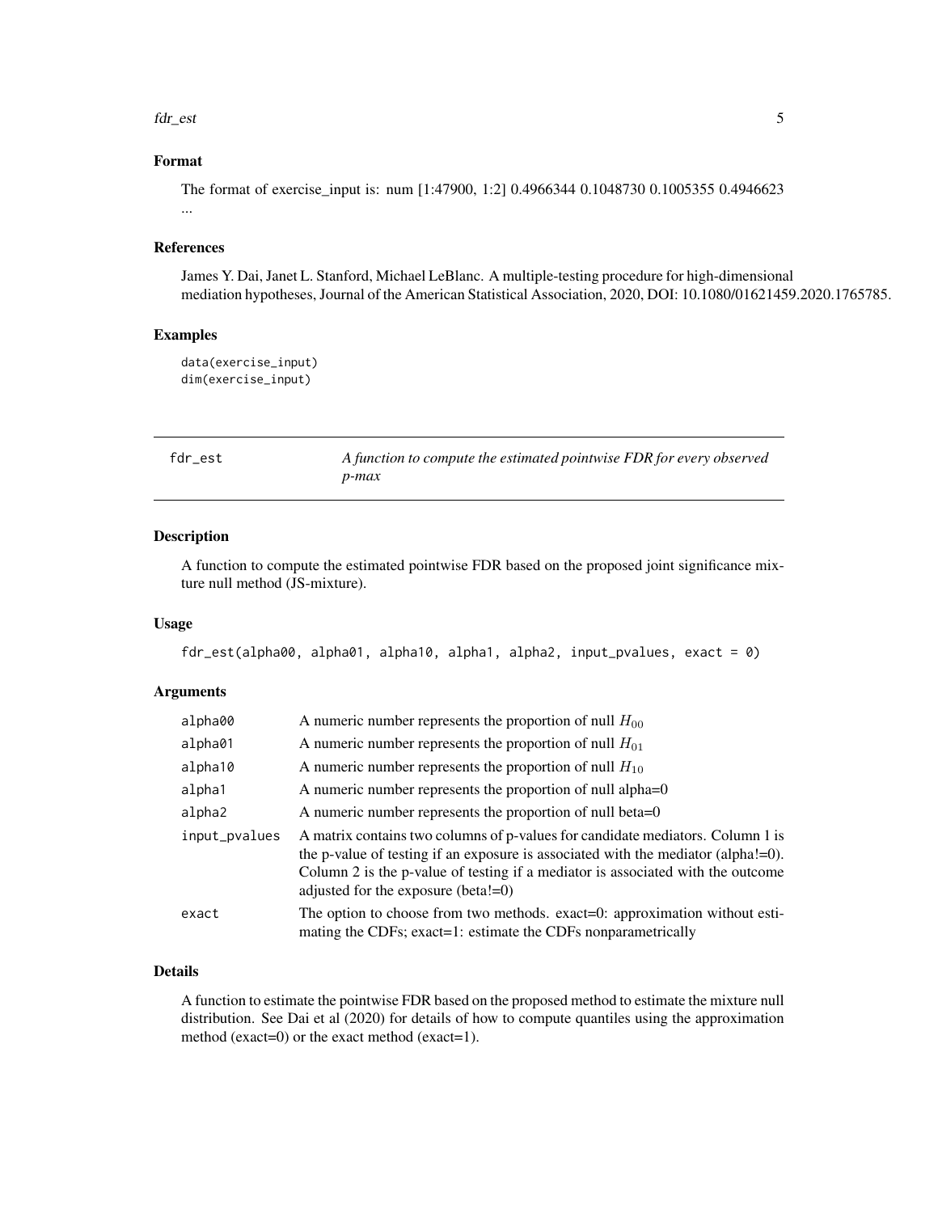### Format

The format of exercise_input is: num [1:47900, 1:2] 0.4966344 0.1048730 0.1005355 0.4946623 ...

### References

James Y. Dai, Janet L. Stanford, Michael LeBlanc. A multiple-testing procedure for high-dimensional mediation hypotheses, Journal of the American Statistical Association, 2020, DOI: 10.1080/01621459.2020.1765785.

### Examples

```
data(exercise_input)
dim(exercise_input)
```

---

## fdr_est — *A function to compute the estimated pointwise FDR for every observed p-max*

---

### Description

A function to compute the estimated pointwise FDR based on the proposed joint significance mixture null method (JS-mixture).

### Usage

```
fdr_est(alpha00, alpha01, alpha10, alpha1, alpha2, input_pvalues, exact = 0)
```

### Arguments

| | |
|---|---|
| alpha00 | A numeric number represents the proportion of null $H_{00}$ |
| alpha01 | A numeric number represents the proportion of null $H_{01}$ |
| alpha10 | A numeric number represents the proportion of null $H_{10}$ |
| alpha1 | A numeric number represents the proportion of null alpha=0 |
| alpha2 | A numeric number represents the proportion of null beta=0 |
| input_pvalues | A matrix contains two columns of p-values for candidate mediators. Column 1 is the p-value of testing if an exposure is associated with the mediator (alpha!=0). Column 2 is the p-value of testing if a mediator is associated with the outcome adjusted for the exposure (beta!=0) |
| exact | The option to choose from two methods. exact=0: approximation without estimating the CDFs; exact=1: estimate the CDFs nonparametrically |

### Details

A function to estimate the pointwise FDR based on the proposed method to estimate the mixture null distribution. See Dai et al (2020) for details of how to compute quantiles using the approximation method (exact=0) or the exact method (exact=1).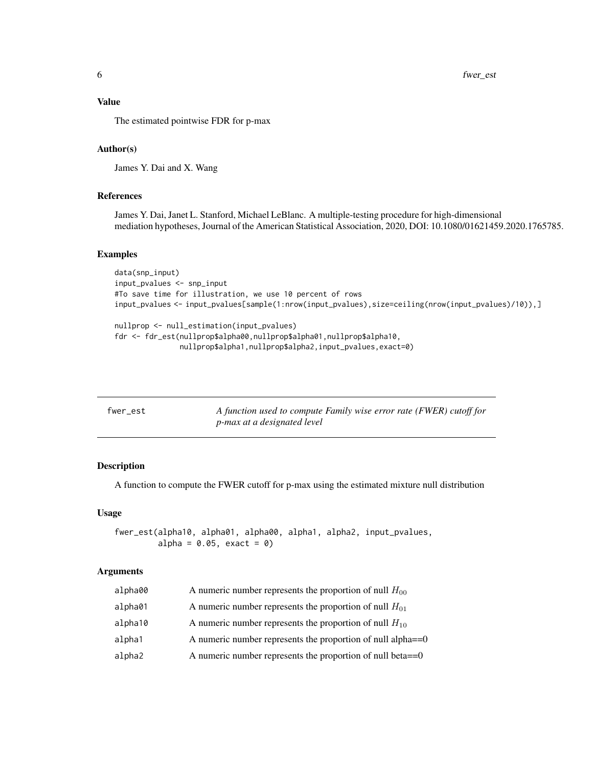### Value

The estimated pointwise FDR for p-max

### Author(s)

James Y. Dai and X. Wang

### References

James Y. Dai, Janet L. Stanford, Michael LeBlanc. A multiple-testing procedure for high-dimensional mediation hypotheses, Journal of the American Statistical Association, 2020, DOI: 10.1080/01621459.2020.1765785.

### Examples

```
data(snp_input)
input_pvalues <- snp_input
#To save time for illustration, we use 10 percent of rows
input_pvalues <- input_pvalues[sample(1:nrow(input_pvalues),size=ceiling(nrow(input_pvalues)/10)),]

nullprop <- null_estimation(input_pvalues)
fdr <- fdr_est(nullprop$alpha00,nullprop$alpha01,nullprop$alpha10,
               nullprop$alpha1,nullprop$alpha2,input_pvalues,exact=0)
```

---

## fwer_est — *A function used to compute Family wise error rate (FWER) cutoff for p-max at a designated level*

---

### Description

A function to compute the FWER cutoff for p-max using the estimated mixture null distribution

### Usage

```
fwer_est(alpha10, alpha01, alpha00, alpha1, alpha2, input_pvalues,
         alpha = 0.05, exact = 0)
```

### Arguments

| | |
|---|---|
| alpha00 | A numeric number represents the proportion of null $H_{00}$ |
| alpha01 | A numeric number represents the proportion of null $H_{01}$ |
| alpha10 | A numeric number represents the proportion of null $H_{10}$ |
| alpha1 | A numeric number represents the proportion of null alpha==0 |
| alpha2 | A numeric number represents the proportion of null beta==0 |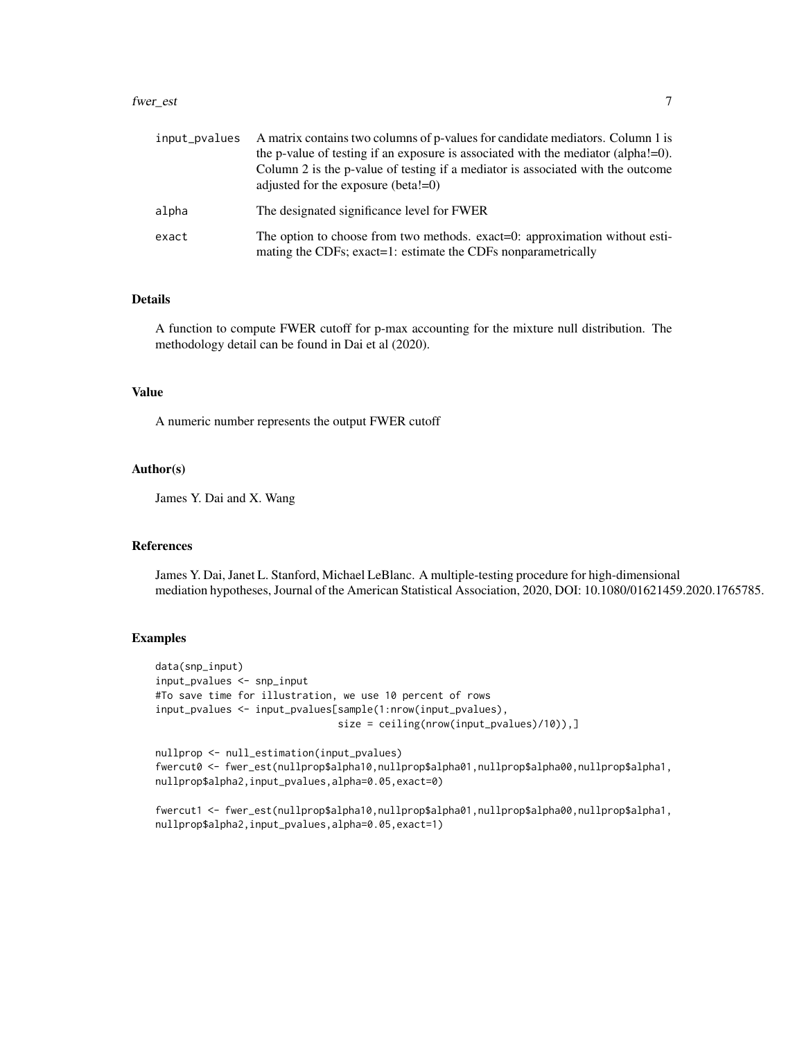| | |
|---|---|
| input_pvalues | A matrix contains two columns of p-values for candidate mediators. Column 1 is the p-value of testing if an exposure is associated with the mediator (alpha!=0). Column 2 is the p-value of testing if a mediator is associated with the outcome adjusted for the exposure (beta!=0) |
| alpha | The designated significance level for FWER |
| exact | The option to choose from two methods. exact=0: approximation without estimating the CDFs; exact=1: estimate the CDFs nonparametrically |

### Details

A function to compute FWER cutoff for p-max accounting for the mixture null distribution. The methodology detail can be found in Dai et al (2020).

### Value

A numeric number represents the output FWER cutoff

### Author(s)

James Y. Dai and X. Wang

### References

James Y. Dai, Janet L. Stanford, Michael LeBlanc. A multiple-testing procedure for high-dimensional mediation hypotheses, Journal of the American Statistical Association, 2020, DOI: 10.1080/01621459.2020.1765785.

### Examples

```
data(snp_input)
input_pvalues <- snp_input
#To save time for illustration, we use 10 percent of rows
input_pvalues <- input_pvalues[sample(1:nrow(input_pvalues),
                               size = ceiling(nrow(input_pvalues)/10)),]

nullprop <- null_estimation(input_pvalues)
fwercut0 <- fwer_est(nullprop$alpha10,nullprop$alpha01,nullprop$alpha00,nullprop$alpha1,
nullprop$alpha2,input_pvalues,alpha=0.05,exact=0)

fwercut1 <- fwer_est(nullprop$alpha10,nullprop$alpha01,nullprop$alpha00,nullprop$alpha1,
nullprop$alpha2,input_pvalues,alpha=0.05,exact=1)
```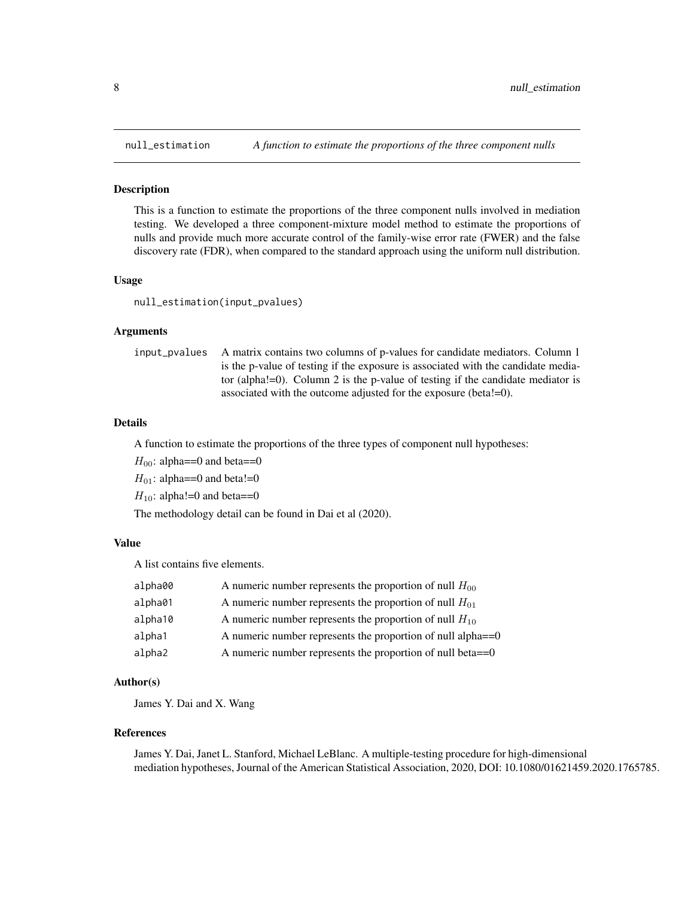## null_estimation — *A function to estimate the proportions of the three component nulls*

### Description

This is a function to estimate the proportions of the three component nulls involved in mediation testing. We developed a three component-mixture model method to estimate the proportions of nulls and provide much more accurate control of the family-wise error rate (FWER) and the false discovery rate (FDR), when compared to the standard approach using the uniform null distribution.

### Usage

```
null_estimation(input_pvalues)
```

### Arguments

| | |
|---|---|
| input_pvalues | A matrix contains two columns of p-values for candidate mediators. Column 1 is the p-value of testing if the exposure is associated with the candidate mediator (alpha!=0). Column 2 is the p-value of testing if the candidate mediator is associated with the outcome adjusted for the exposure (beta!=0). |

### Details

A function to estimate the proportions of the three types of component null hypotheses:

$H_{00}$: alpha==0 and beta==0

$H_{01}$: alpha==0 and beta!=0

$H_{10}$: alpha!=0 and beta==0

The methodology detail can be found in Dai et al (2020).

### Value

A list contains five elements.

| | |
|---|---|
| alpha00 | A numeric number represents the proportion of null $H_{00}$ |
| alpha01 | A numeric number represents the proportion of null $H_{01}$ |
| alpha10 | A numeric number represents the proportion of null $H_{10}$ |
| alpha1 | A numeric number represents the proportion of null alpha==0 |
| alpha2 | A numeric number represents the proportion of null beta==0 |

### Author(s)

James Y. Dai and X. Wang

### References

James Y. Dai, Janet L. Stanford, Michael LeBlanc. A multiple-testing procedure for high-dimensional mediation hypotheses, Journal of the American Statistical Association, 2020, DOI: 10.1080/01621459.2020.1765785.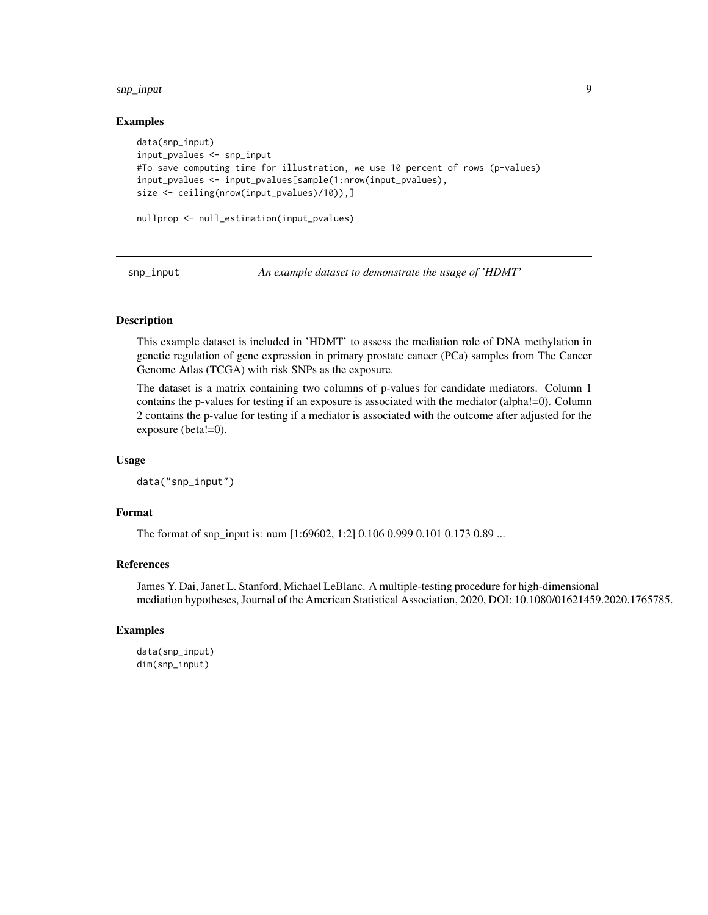### Examples

```
data(snp_input)
input_pvalues <- snp_input
#To save computing time for illustration, we use 10 percent of rows (p-values)
input_pvalues <- input_pvalues[sample(1:nrow(input_pvalues),
size <- ceiling(nrow(input_pvalues)/10)),]

nullprop <- null_estimation(input_pvalues)
```

---

## snp_input *An example dataset to demonstrate the usage of 'HDMT'*

---

### Description

This example dataset is included in 'HDMT' to assess the mediation role of DNA methylation in genetic regulation of gene expression in primary prostate cancer (PCa) samples from The Cancer Genome Atlas (TCGA) with risk SNPs as the exposure.

The dataset is a matrix containing two columns of p-values for candidate mediators. Column 1 contains the p-values for testing if an exposure is associated with the mediator (alpha!=0). Column 2 contains the p-value for testing if a mediator is associated with the outcome after adjusted for the exposure (beta!=0).

### Usage

```
data("snp_input")
```

### Format

The format of snp_input is: num [1:69602, 1:2] 0.106 0.999 0.101 0.173 0.89 ...

### References

James Y. Dai, Janet L. Stanford, Michael LeBlanc. A multiple-testing procedure for high-dimensional mediation hypotheses, Journal of the American Statistical Association, 2020, DOI: 10.1080/01621459.2020.1765785.

### Examples

```
data(snp_input)
dim(snp_input)
```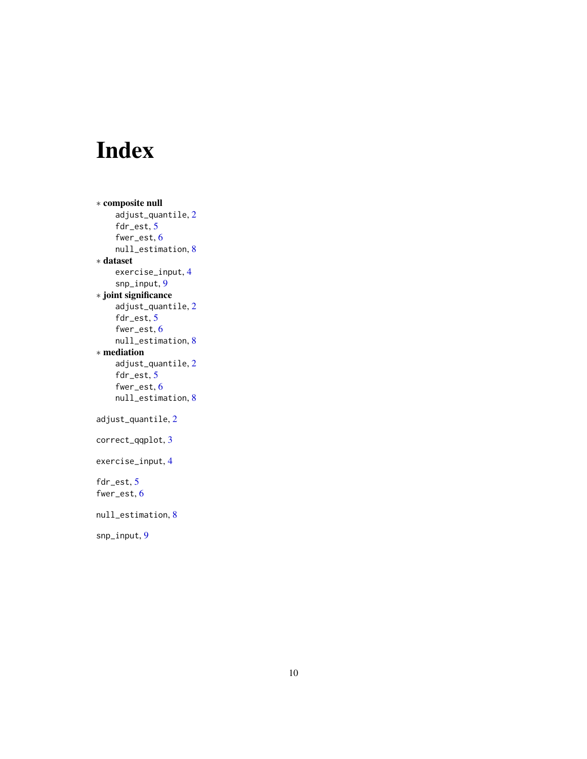# Index

∗ **composite null**
  adjust_quantile, 2
  fdr_est, 5
  fwer_est, 6
  null_estimation, 8

∗ **dataset**
  exercise_input, 4
  snp_input, 9

∗ **joint significance**
  adjust_quantile, 2
  fdr_est, 5
  fwer_est, 6
  null_estimation, 8

∗ **mediation**
  adjust_quantile, 2
  fdr_est, 5
  fwer_est, 6
  null_estimation, 8

adjust_quantile, 2

correct_qqplot, 3

exercise_input, 4

fdr_est, 5
fwer_est, 6

null_estimation, 8

snp_input, 9